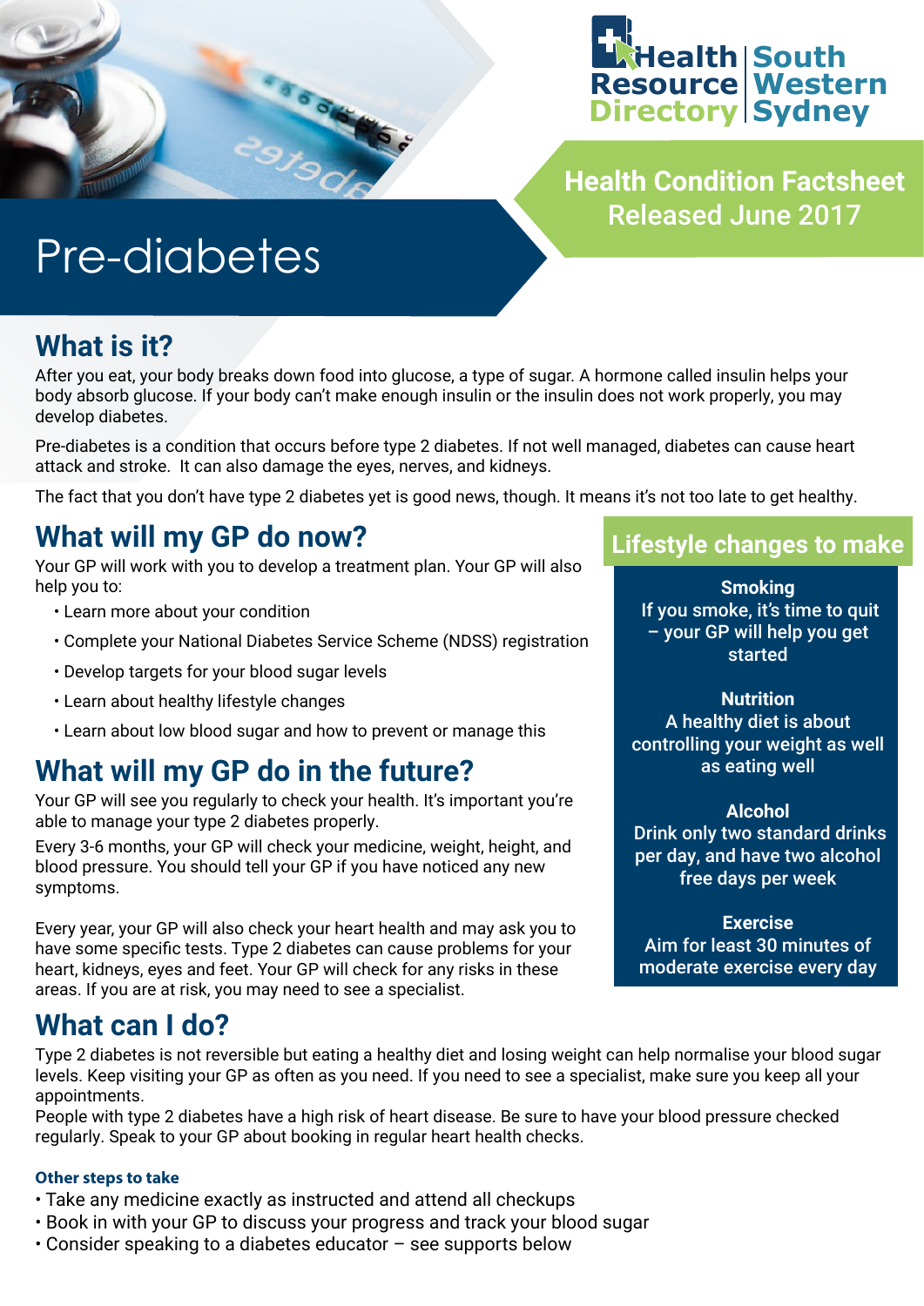Health Resource Directory | South Western Sydney

**Health Condition Factsheet**
**Released June 2017**

# Pre-diabetes

## What is it?

After you eat, your body breaks down food into glucose, a type of sugar. A hormone called insulin helps your body absorb glucose. If your body can't make enough insulin or the insulin does not work properly, you may develop diabetes.

Pre-diabetes is a condition that occurs before type 2 diabetes. If not well managed, diabetes can cause heart attack and stroke. It can also damage the eyes, nerves, and kidneys.

The fact that you don't have type 2 diabetes yet is good news, though. It means it's not too late to get healthy.

## What will my GP do now?

Your GP will work with you to develop a treatment plan. Your GP will also help you to:

- Learn more about your condition
- Complete your National Diabetes Service Scheme (NDSS) registration
- Develop targets for your blood sugar levels
- Learn about healthy lifestyle changes
- Learn about low blood sugar and how to prevent or manage this

## What will my GP do in the future?

Your GP will see you regularly to check your health. It's important you're able to manage your type 2 diabetes properly.

Every 3-6 months, your GP will check your medicine, weight, height, and blood pressure. You should tell your GP if you have noticed any new symptoms.

Every year, your GP will also check your heart health and may ask you to have some specific tests. Type 2 diabetes can cause problems for your heart, kidneys, eyes and feet. Your GP will check for any risks in these areas. If you are at risk, you may need to see a specialist.

## Lifestyle changes to make

**Smoking**
If you smoke, it's time to quit – your GP will help you get started

**Nutrition**
A healthy diet is about controlling your weight as well as eating well

**Alcohol**
Drink only two standard drinks per day, and have two alcohol free days per week

**Exercise**
Aim for least 30 minutes of moderate exercise every day

## What can I do?

Type 2 diabetes is not reversible but eating a healthy diet and losing weight can help normalise your blood sugar levels. Keep visiting your GP as often as you need. If you need to see a specialist, make sure you keep all your appointments.
People with type 2 diabetes have a high risk of heart disease. Be sure to have your blood pressure checked regularly. Speak to your GP about booking in regular heart health checks.

### Other steps to take

- Take any medicine exactly as instructed and attend all checkups
- Book in with your GP to discuss your progress and track your blood sugar
- Consider speaking to a diabetes educator – see supports below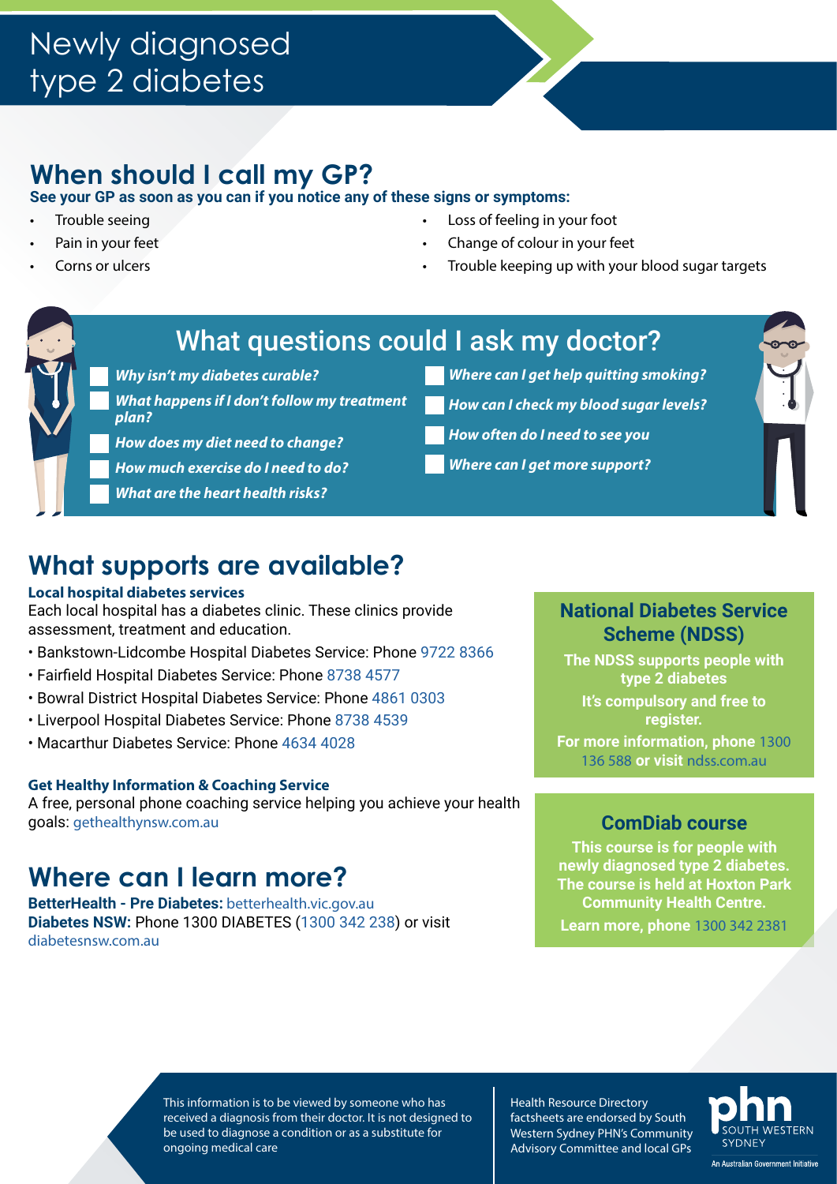# Newly diagnosed type 2 diabetes

## When should I call my GP?

**See your GP as soon as you can if you notice any of these signs or symptoms:**

- Trouble seeing
- Pain in your feet
- Corns or ulcers
- Loss of feeling in your foot
- Change of colour in your feet
- Trouble keeping up with your blood sugar targets

## What questions could I ask my doctor?

- ***Why isn't my diabetes curable?***
- ***What happens if I don't follow my treatment plan?***
- ***How does my diet need to change?***
- ***How much exercise do I need to do?***
- ***What are the heart health risks?***
- ***Where can I get help quitting smoking?***
- ***How can I check my blood sugar levels?***
- ***How often do I need to see you***
- ***Where can I get more support?***

## What supports are available?

**Local hospital diabetes services**

Each local hospital has a diabetes clinic. These clinics provide assessment, treatment and education.

- Bankstown-Lidcombe Hospital Diabetes Service: Phone 9722 8366
- Fairfield Hospital Diabetes Service: Phone 8738 4577
- Bowral District Hospital Diabetes Service: Phone 4861 0303
- Liverpool Hospital Diabetes Service: Phone 8738 4539
- Macarthur Diabetes Service: Phone 4634 4028

**Get Healthy Information & Coaching Service**

A free, personal phone coaching service helping you achieve your health goals: gethealthynsw.com.au

### National Diabetes Service Scheme (NDSS)

**The NDSS supports people with type 2 diabetes**

**It's compulsory and free to register.**

**For more information, phone** 1300 136 588 **or visit** ndss.com.au

### ComDiab course

**This course is for people with newly diagnosed type 2 diabetes. The course is held at Hoxton Park Community Health Centre.**

**Learn more, phone** 1300 342 2381

## Where can I learn more?

**BetterHealth - Pre Diabetes:** betterhealth.vic.gov.au

**Diabetes NSW:** Phone 1300 DIABETES (1300 342 238) or visit diabetesnsw.com.au

This information is to be viewed by someone who has received a diagnosis from their doctor. It is not designed to be used to diagnose a condition or as a substitute for ongoing medical care

Health Resource Directory factsheets are endorsed by South Western Sydney PHN's Community Advisory Committee and local GPs

phn SOUTH WESTERN SYDNEY

An Australian Government Initiative